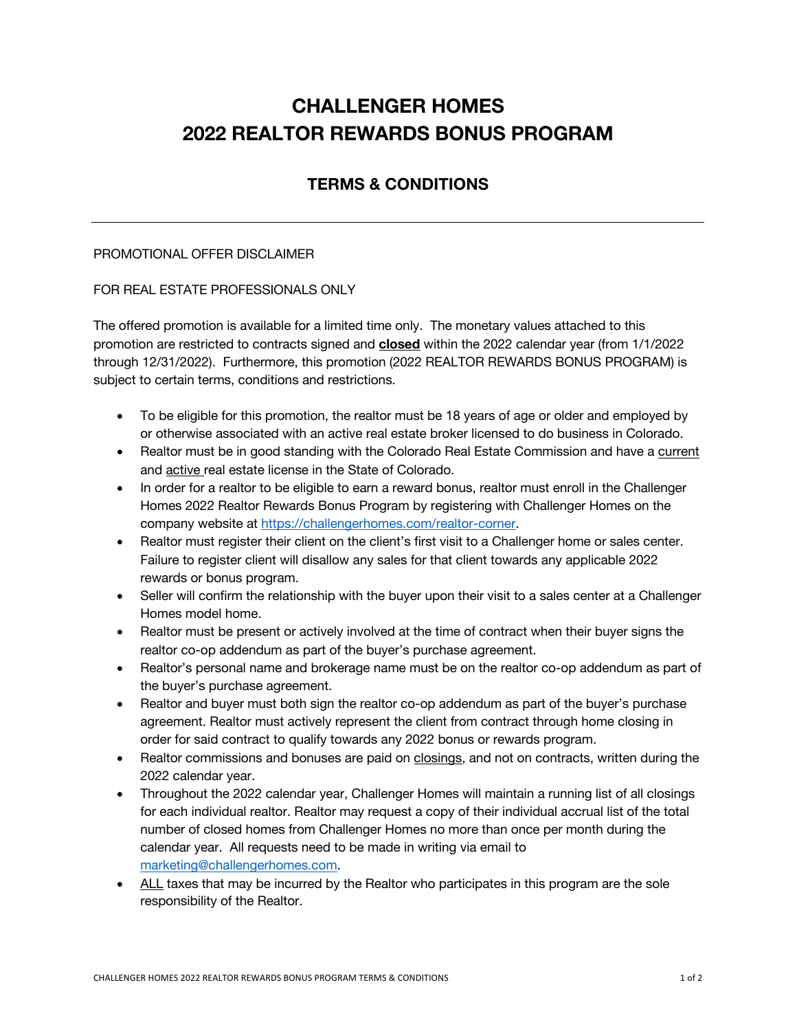# CHALLENGER HOMES
# 2022 REALTOR REWARDS BONUS PROGRAM

## TERMS & CONDITIONS

---

PROMOTIONAL OFFER DISCLAIMER

FOR REAL ESTATE PROFESSIONALS ONLY

The offered promotion is available for a limited time only. The monetary values attached to this promotion are restricted to contracts signed and **closed** within the 2022 calendar year (from 1/1/2022 through 12/31/2022). Furthermore, this promotion (2022 REALTOR REWARDS BONUS PROGRAM) is subject to certain terms, conditions and restrictions.

- To be eligible for this promotion, the realtor must be 18 years of age or older and employed by or otherwise associated with an active real estate broker licensed to do business in Colorado.
- Realtor must be in good standing with the Colorado Real Estate Commission and have a current and active real estate license in the State of Colorado.
- In order for a realtor to be eligible to earn a reward bonus, realtor must enroll in the Challenger Homes 2022 Realtor Rewards Bonus Program by registering with Challenger Homes on the company website at [https://challengerhomes.com/realtor-corner](https://challengerhomes.com/realtor-corner).
- Realtor must register their client on the client's first visit to a Challenger home or sales center. Failure to register client will disallow any sales for that client towards any applicable 2022 rewards or bonus program.
- Seller will confirm the relationship with the buyer upon their visit to a sales center at a Challenger Homes model home.
- Realtor must be present or actively involved at the time of contract when their buyer signs the realtor co-op addendum as part of the buyer's purchase agreement.
- Realtor's personal name and brokerage name must be on the realtor co-op addendum as part of the buyer's purchase agreement.
- Realtor and buyer must both sign the realtor co-op addendum as part of the buyer's purchase agreement. Realtor must actively represent the client from contract through home closing in order for said contract to qualify towards any 2022 bonus or rewards program.
- Realtor commissions and bonuses are paid on closings, and not on contracts, written during the 2022 calendar year.
- Throughout the 2022 calendar year, Challenger Homes will maintain a running list of all closings for each individual realtor. Realtor may request a copy of their individual accrual list of the total number of closed homes from Challenger Homes no more than once per month during the calendar year. All requests need to be made in writing via email to [marketing@challengerhomes.com](mailto:marketing@challengerhomes.com).
- ALL taxes that may be incurred by the Realtor who participates in this program are the sole responsibility of the Realtor.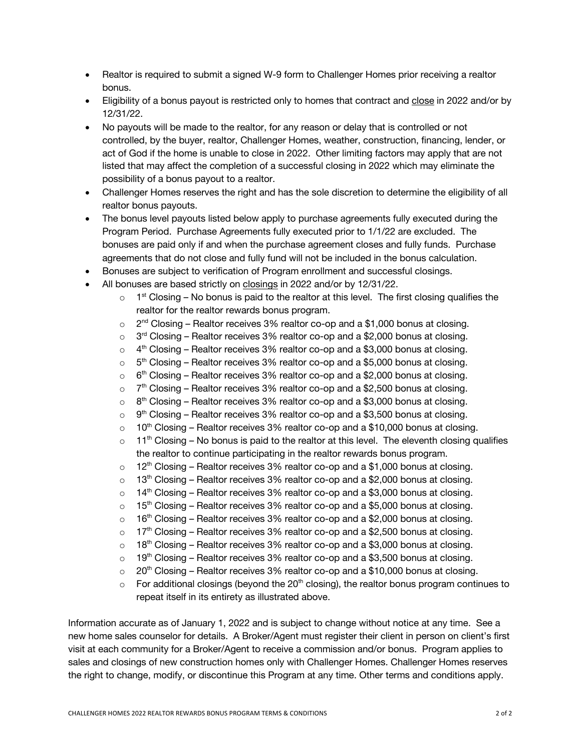- Realtor is required to submit a signed W-9 form to Challenger Homes prior receiving a realtor bonus.
- Eligibility of a bonus payout is restricted only to homes that contract and <u>close</u> in 2022 and/or by 12/31/22.
- No payouts will be made to the realtor, for any reason or delay that is controlled or not controlled, by the buyer, realtor, Challenger Homes, weather, construction, financing, lender, or act of God if the home is unable to close in 2022. Other limiting factors may apply that are not listed that may affect the completion of a successful closing in 2022 which may eliminate the possibility of a bonus payout to a realtor.
- Challenger Homes reserves the right and has the sole discretion to determine the eligibility of all realtor bonus payouts.
- The bonus level payouts listed below apply to purchase agreements fully executed during the Program Period. Purchase Agreements fully executed prior to 1/1/22 are excluded. The bonuses are paid only if and when the purchase agreement closes and fully funds. Purchase agreements that do not close and fully fund will not be included in the bonus calculation.
- Bonuses are subject to verification of Program enrollment and successful closings.
- All bonuses are based strictly on <u>closings</u> in 2022 and/or by 12/31/22.
  - 1st Closing – No bonus is paid to the realtor at this level. The first closing qualifies the realtor for the realtor rewards bonus program.
  - 2nd Closing – Realtor receives 3% realtor co-op and a $1,000 bonus at closing.
  - 3rd Closing – Realtor receives 3% realtor co-op and a $2,000 bonus at closing.
  - 4th Closing – Realtor receives 3% realtor co-op and a $3,000 bonus at closing.
  - 5th Closing – Realtor receives 3% realtor co-op and a $5,000 bonus at closing.
  - 6th Closing – Realtor receives 3% realtor co-op and a $2,000 bonus at closing.
  - 7th Closing – Realtor receives 3% realtor co-op and a $2,500 bonus at closing.
  - 8th Closing – Realtor receives 3% realtor co-op and a $3,000 bonus at closing.
  - 9th Closing – Realtor receives 3% realtor co-op and a $3,500 bonus at closing.
  - 10th Closing – Realtor receives 3% realtor co-op and a $10,000 bonus at closing.
  - 11th Closing – No bonus is paid to the realtor at this level. The eleventh closing qualifies the realtor to continue participating in the realtor rewards bonus program.
  - 12th Closing – Realtor receives 3% realtor co-op and a $1,000 bonus at closing.
  - 13th Closing – Realtor receives 3% realtor co-op and a $2,000 bonus at closing.
  - 14th Closing – Realtor receives 3% realtor co-op and a $3,000 bonus at closing.
  - 15th Closing – Realtor receives 3% realtor co-op and a $5,000 bonus at closing.
  - 16th Closing – Realtor receives 3% realtor co-op and a $2,000 bonus at closing.
  - 17th Closing – Realtor receives 3% realtor co-op and a $2,500 bonus at closing.
  - 18th Closing – Realtor receives 3% realtor co-op and a $3,000 bonus at closing.
  - 19th Closing – Realtor receives 3% realtor co-op and a $3,500 bonus at closing.
  - 20th Closing – Realtor receives 3% realtor co-op and a $10,000 bonus at closing.
  - For additional closings (beyond the 20th closing), the realtor bonus program continues to repeat itself in its entirety as illustrated above.

Information accurate as of January 1, 2022 and is subject to change without notice at any time. See a new home sales counselor for details. A Broker/Agent must register their client in person on client's first visit at each community for a Broker/Agent to receive a commission and/or bonus. Program applies to sales and closings of new construction homes only with Challenger Homes. Challenger Homes reserves the right to change, modify, or discontinue this Program at any time. Other terms and conditions apply.